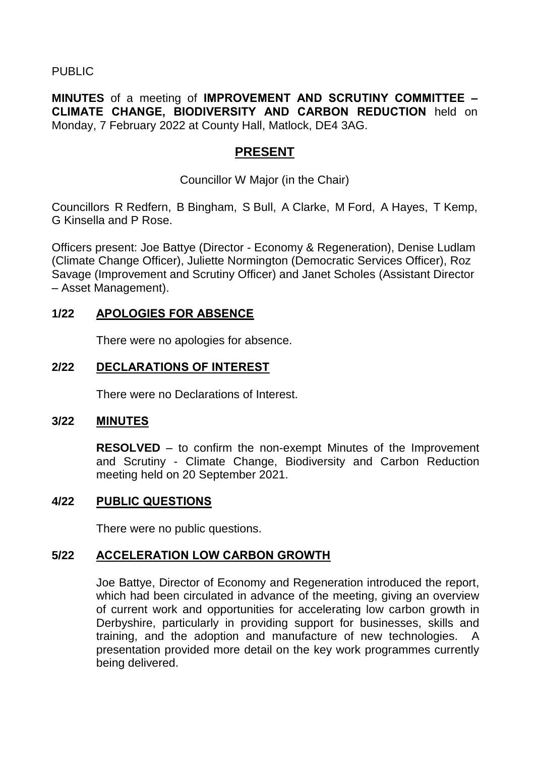PUBLIC

**MINUTES** of a meeting of **IMPROVEMENT AND SCRUTINY COMMITTEE – CLIMATE CHANGE, BIODIVERSITY AND CARBON REDUCTION** held on Monday, 7 February 2022 at County Hall, Matlock, DE4 3AG.

## PRESENT

Councillor W Major (in the Chair)

Councillors R Redfern, B Bingham, S Bull, A Clarke, M Ford, A Hayes, T Kemp, G Kinsella and P Rose.

Officers present: Joe Battye (Director - Economy & Regeneration), Denise Ludlam (Climate Change Officer), Juliette Normington (Democratic Services Officer), Roz Savage (Improvement and Scrutiny Officer) and Janet Scholes (Assistant Director – Asset Management).

### 1/22 APOLOGIES FOR ABSENCE

There were no apologies for absence.

### 2/22 DECLARATIONS OF INTEREST

There were no Declarations of Interest.

### 3/22 MINUTES

**RESOLVED** – to confirm the non-exempt Minutes of the Improvement and Scrutiny - Climate Change, Biodiversity and Carbon Reduction meeting held on 20 September 2021.

### 4/22 PUBLIC QUESTIONS

There were no public questions.

### 5/22 ACCELERATION LOW CARBON GROWTH

Joe Battye, Director of Economy and Regeneration introduced the report, which had been circulated in advance of the meeting, giving an overview of current work and opportunities for accelerating low carbon growth in Derbyshire, particularly in providing support for businesses, skills and training, and the adoption and manufacture of new technologies. A presentation provided more detail on the key work programmes currently being delivered.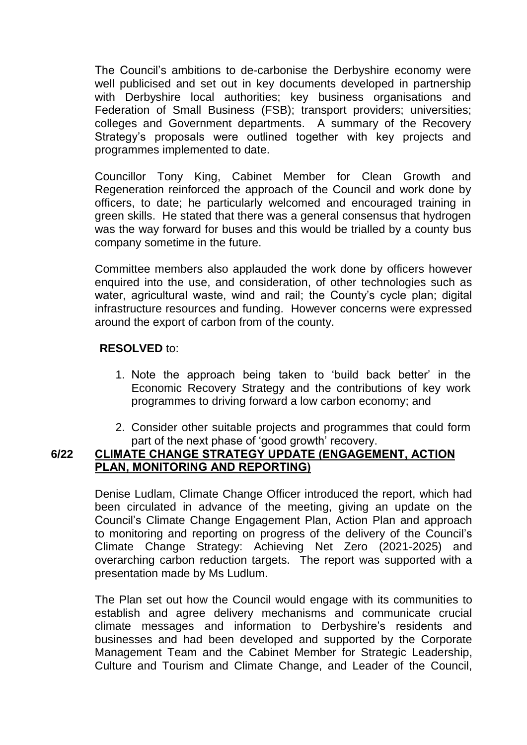The Council's ambitions to de-carbonise the Derbyshire economy were well publicised and set out in key documents developed in partnership with Derbyshire local authorities; key business organisations and Federation of Small Business (FSB); transport providers; universities; colleges and Government departments. A summary of the Recovery Strategy's proposals were outlined together with key projects and programmes implemented to date.

Councillor Tony King, Cabinet Member for Clean Growth and Regeneration reinforced the approach of the Council and work done by officers, to date; he particularly welcomed and encouraged training in green skills. He stated that there was a general consensus that hydrogen was the way forward for buses and this would be trialled by a county bus company sometime in the future.

Committee members also applauded the work done by officers however enquired into the use, and consideration, of other technologies such as water, agricultural waste, wind and rail; the County's cycle plan; digital infrastructure resources and funding. However concerns were expressed around the export of carbon from of the county.

**RESOLVED** to:

1. Note the approach being taken to 'build back better' in the Economic Recovery Strategy and the contributions of key work programmes to driving forward a low carbon economy; and
2. Consider other suitable projects and programmes that could form part of the next phase of 'good growth' recovery.

## 6/22 CLIMATE CHANGE STRATEGY UPDATE (ENGAGEMENT, ACTION PLAN, MONITORING AND REPORTING)

Denise Ludlam, Climate Change Officer introduced the report, which had been circulated in advance of the meeting, giving an update on the Council's Climate Change Engagement Plan, Action Plan and approach to monitoring and reporting on progress of the delivery of the Council's Climate Change Strategy: Achieving Net Zero (2021-2025) and overarching carbon reduction targets. The report was supported with a presentation made by Ms Ludlum.

The Plan set out how the Council would engage with its communities to establish and agree delivery mechanisms and communicate crucial climate messages and information to Derbyshire's residents and businesses and had been developed and supported by the Corporate Management Team and the Cabinet Member for Strategic Leadership, Culture and Tourism and Climate Change, and Leader of the Council,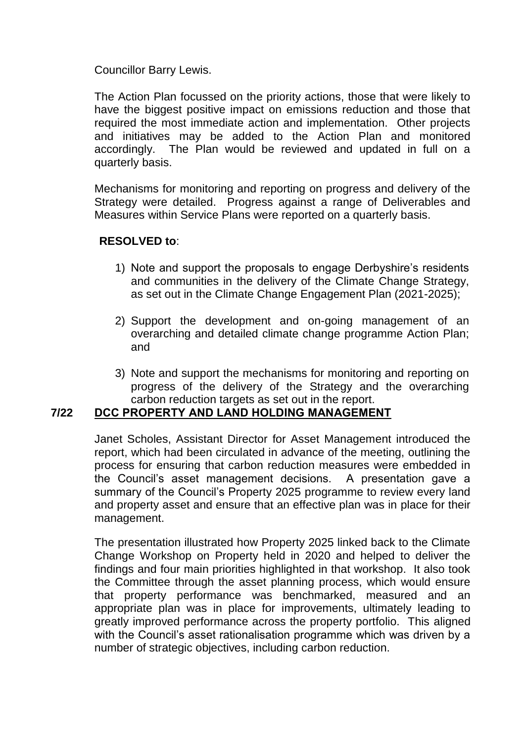Councillor Barry Lewis.

The Action Plan focussed on the priority actions, those that were likely to have the biggest positive impact on emissions reduction and those that required the most immediate action and implementation. Other projects and initiatives may be added to the Action Plan and monitored accordingly. The Plan would be reviewed and updated in full on a quarterly basis.

Mechanisms for monitoring and reporting on progress and delivery of the Strategy were detailed. Progress against a range of Deliverables and Measures within Service Plans were reported on a quarterly basis.

**RESOLVED to**:

1) Note and support the proposals to engage Derbyshire's residents and communities in the delivery of the Climate Change Strategy, as set out in the Climate Change Engagement Plan (2021-2025);

2) Support the development and on-going management of an overarching and detailed climate change programme Action Plan; and

3) Note and support the mechanisms for monitoring and reporting on progress of the delivery of the Strategy and the overarching carbon reduction targets as set out in the report.

## 7/22 DCC PROPERTY AND LAND HOLDING MANAGEMENT

Janet Scholes, Assistant Director for Asset Management introduced the report, which had been circulated in advance of the meeting, outlining the process for ensuring that carbon reduction measures were embedded in the Council's asset management decisions. A presentation gave a summary of the Council's Property 2025 programme to review every land and property asset and ensure that an effective plan was in place for their management.

The presentation illustrated how Property 2025 linked back to the Climate Change Workshop on Property held in 2020 and helped to deliver the findings and four main priorities highlighted in that workshop. It also took the Committee through the asset planning process, which would ensure that property performance was benchmarked, measured and an appropriate plan was in place for improvements, ultimately leading to greatly improved performance across the property portfolio. This aligned with the Council's asset rationalisation programme which was driven by a number of strategic objectives, including carbon reduction.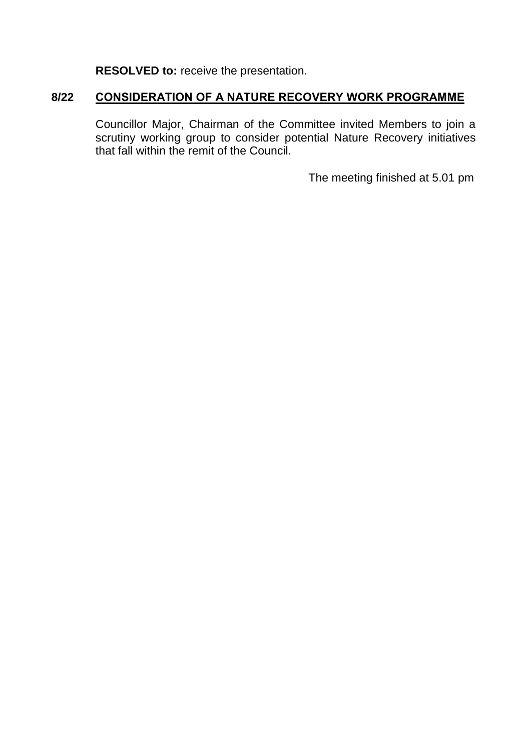**RESOLVED to:** receive the presentation.

## 8/22 CONSIDERATION OF A NATURE RECOVERY WORK PROGRAMME

Councillor Major, Chairman of the Committee invited Members to join a scrutiny working group to consider potential Nature Recovery initiatives that fall within the remit of the Council.

The meeting finished at 5.01 pm